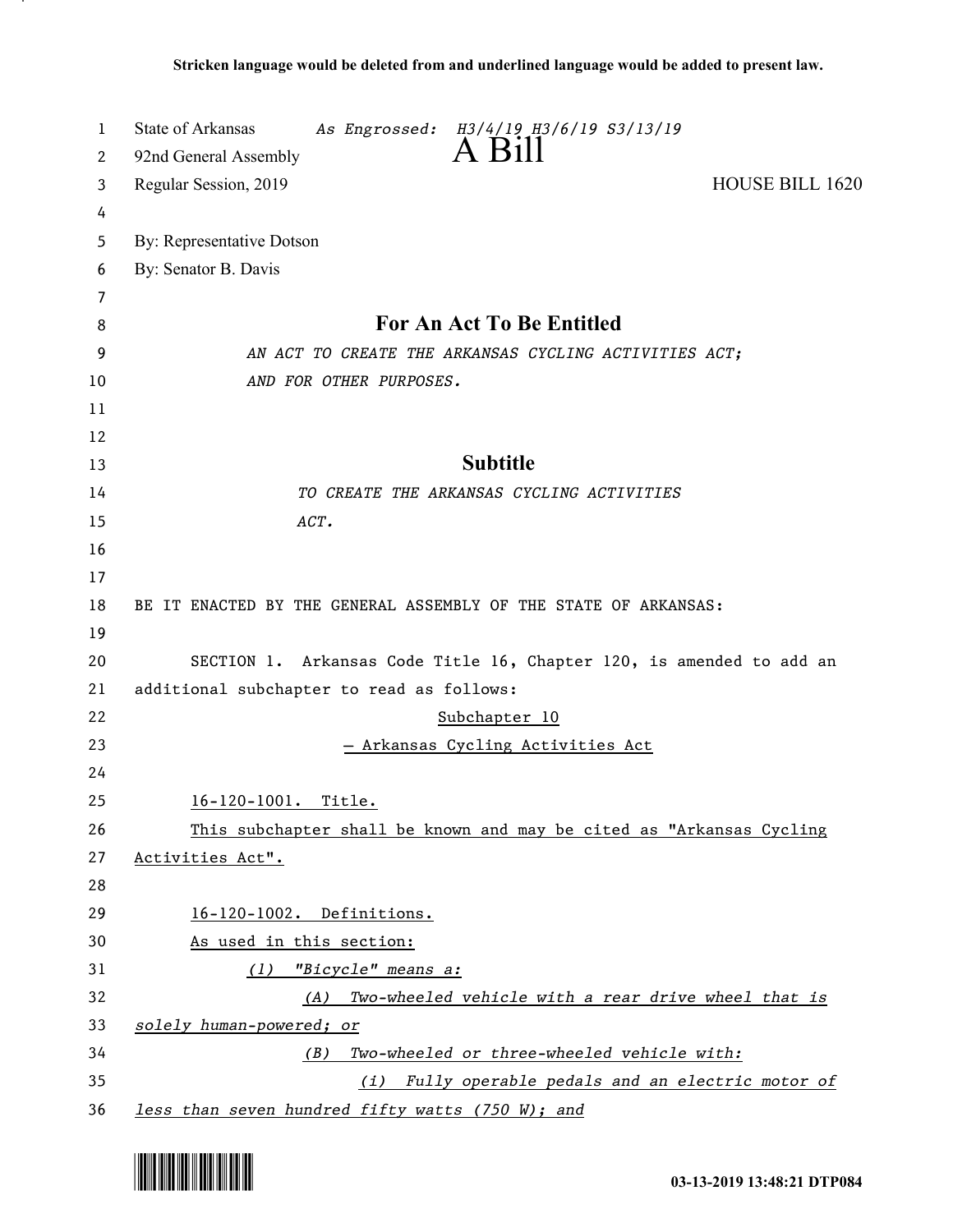Stricken language would be deleted from and underlined language would be added to present law.

State of Arkansas *As Engrossed: H3/4/19 H3/6/19 S3/13/19*
92nd General Assembly
# A Bill
Regular Session, 2019 HOUSE BILL 1620

By: Representative Dotson
By: Senator B. Davis

## For An Act To Be Entitled

*AN ACT TO CREATE THE ARKANSAS CYCLING ACTIVITIES ACT; AND FOR OTHER PURPOSES.*

## Subtitle

*TO CREATE THE ARKANSAS CYCLING ACTIVITIES ACT.*

BE IT ENACTED BY THE GENERAL ASSEMBLY OF THE STATE OF ARKANSAS:

SECTION 1. Arkansas Code Title 16, Chapter 120, is amended to add an additional subchapter to read as follows:

Subchapter 10

— Arkansas Cycling Activities Act

16-120-1001. Title.

This subchapter shall be known and may be cited as "Arkansas Cycling Activities Act".

16-120-1002. Definitions.

As used in this section:

*(1) "Bicycle" means a:*

*(A) Two-wheeled vehicle with a rear drive wheel that is solely human-powered; or*

*(B) Two-wheeled or three-wheeled vehicle with:*

*(i) Fully operable pedals and an electric motor of less than seven hundred fifty watts (750 W); and*

03-13-2019 13:48:21 DTP084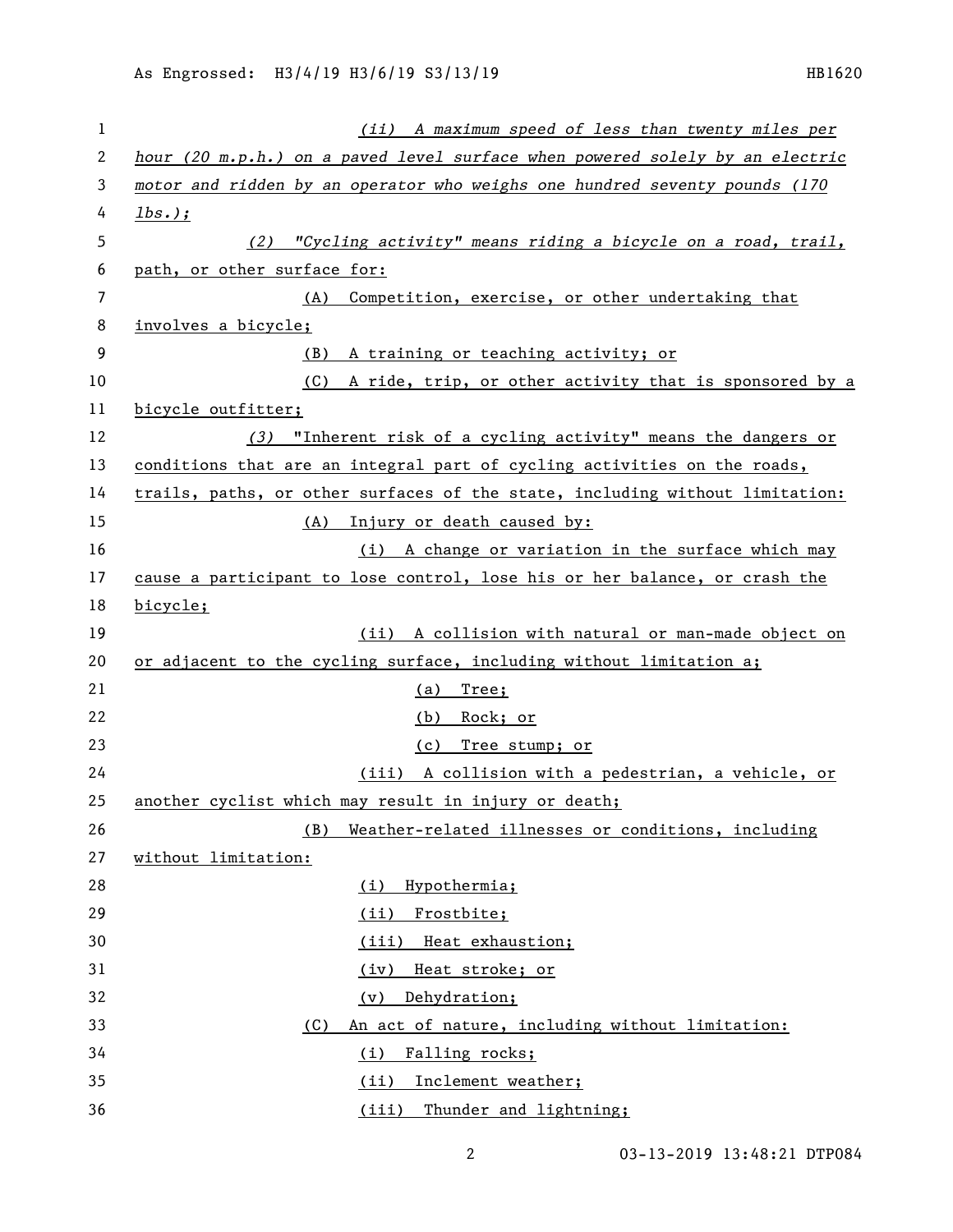(ii) A maximum speed of less than twenty miles per hour (20 m.p.h.) on a paved level surface when powered solely by an electric motor and ridden by an operator who weighs one hundred seventy pounds (170 lbs.);

(2) "Cycling activity" means riding a bicycle on a road, trail, path, or other surface for:

(A) Competition, exercise, or other undertaking that involves a bicycle;

(B) A training or teaching activity; or

(C) A ride, trip, or other activity that is sponsored by a bicycle outfitter;

(3) "Inherent risk of a cycling activity" means the dangers or conditions that are an integral part of cycling activities on the roads, trails, paths, or other surfaces of the state, including without limitation:

(A) Injury or death caused by:

(i) A change or variation in the surface which may cause a participant to lose control, lose his or her balance, or crash the bicycle;

(ii) A collision with natural or man-made object on or adjacent to the cycling surface, including without limitation a;

(a) Tree;

(b) Rock; or

(c) Tree stump; or

(iii) A collision with a pedestrian, a vehicle, or another cyclist which may result in injury or death;

(B) Weather-related illnesses or conditions, including without limitation:

(i) Hypothermia;

(ii) Frostbite;

(iii) Heat exhaustion;

(iv) Heat stroke; or

(v) Dehydration;

(C) An act of nature, including without limitation:

(i) Falling rocks;

(ii) Inclement weather;

(iii) Thunder and lightning;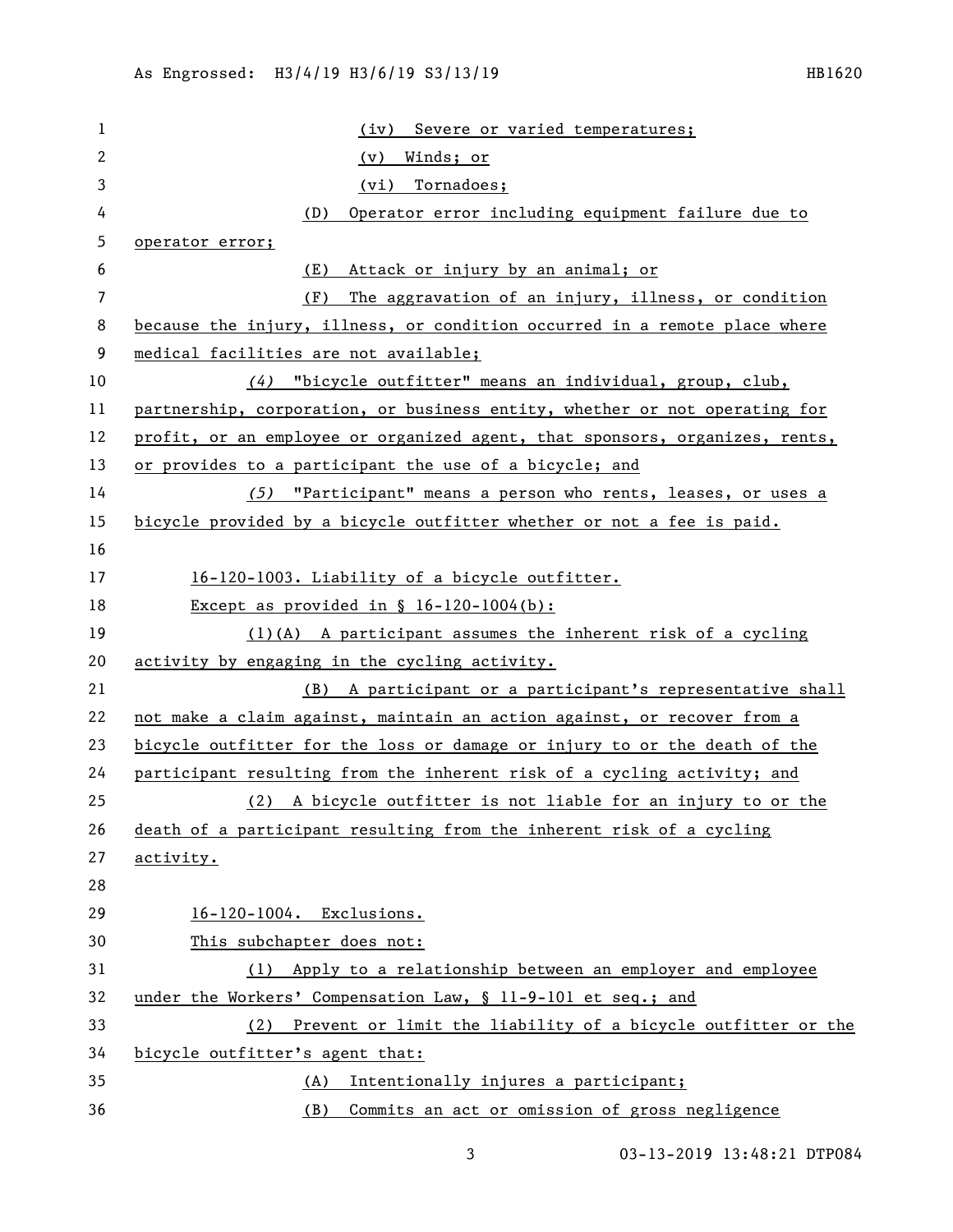(iv) Severe or varied temperatures;

(v) Winds; or

(vi) Tornadoes;

(D) Operator error including equipment failure due to operator error;

(E) Attack or injury by an animal; or

(F) The aggravation of an injury, illness, or condition because the injury, illness, or condition occurred in a remote place where medical facilities are not available;

*(4)* "bicycle outfitter" means an individual, group, club, partnership, corporation, or business entity, whether or not operating for profit, or an employee or organized agent, that sponsors, organizes, rents, or provides to a participant the use of a bicycle; and

*(5)* "Participant" means a person who rents, leases, or uses a bicycle provided by a bicycle outfitter whether or not a fee is paid.

16-120-1003. Liability of a bicycle outfitter.

Except as provided in § 16-120-1004(b):

(1)(A) A participant assumes the inherent risk of a cycling activity by engaging in the cycling activity.

(B) A participant or a participant's representative shall not make a claim against, maintain an action against, or recover from a bicycle outfitter for the loss or damage or injury to or the death of the participant resulting from the inherent risk of a cycling activity; and

(2) A bicycle outfitter is not liable for an injury to or the death of a participant resulting from the inherent risk of a cycling activity.

16-120-1004. Exclusions.

This subchapter does not:

(1) Apply to a relationship between an employer and employee under the Workers' Compensation Law, § 11-9-101 et seq.; and

(2) Prevent or limit the liability of a bicycle outfitter or the bicycle outfitter's agent that:

(A) Intentionally injures a participant;

(B) Commits an act or omission of gross negligence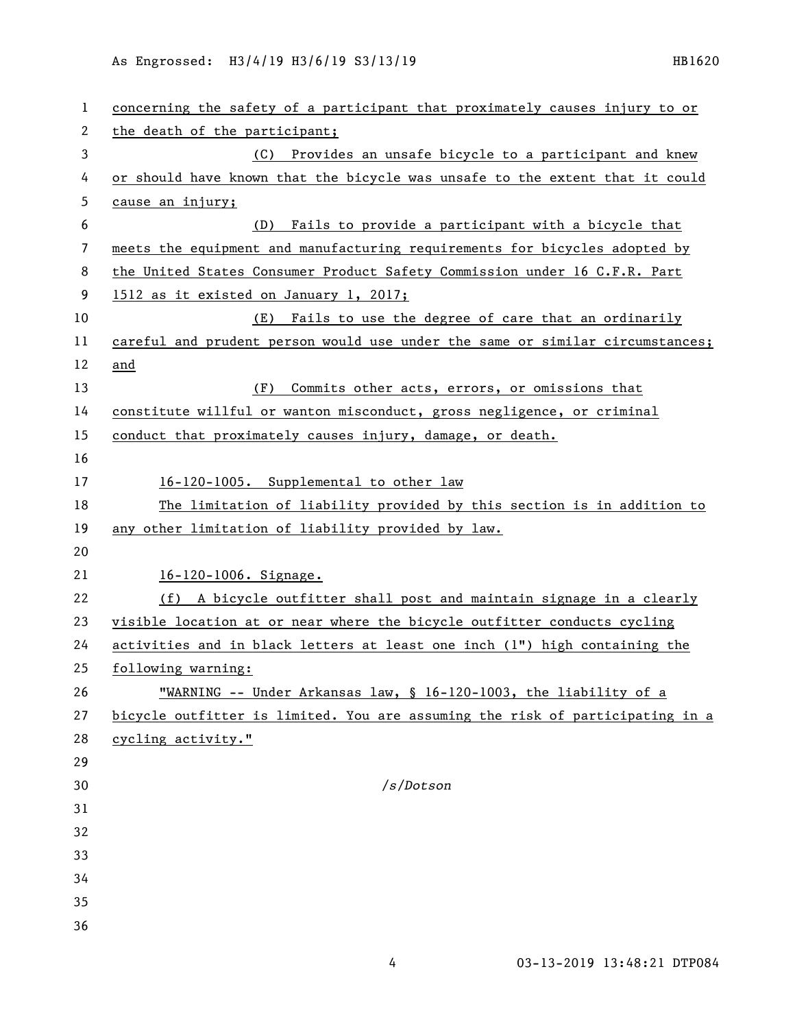concerning the safety of a participant that proximately causes injury to or the death of the participant;

(C) Provides an unsafe bicycle to a participant and knew or should have known that the bicycle was unsafe to the extent that it could cause an injury;

(D) Fails to provide a participant with a bicycle that meets the equipment and manufacturing requirements for bicycles adopted by the United States Consumer Product Safety Commission under 16 C.F.R. Part 1512 as it existed on January 1, 2017;

(E) Fails to use the degree of care that an ordinarily careful and prudent person would use under the same or similar circumstances; and

(F) Commits other acts, errors, or omissions that constitute willful or wanton misconduct, gross negligence, or criminal conduct that proximately causes injury, damage, or death.

16-120-1005. Supplemental to other law

The limitation of liability provided by this section is in addition to any other limitation of liability provided by law.

16-120-1006. Signage.

(f) A bicycle outfitter shall post and maintain signage in a clearly visible location at or near where the bicycle outfitter conducts cycling activities and in black letters at least one inch (1") high containing the following warning:

"WARNING -- Under Arkansas law, § 16-120-1003, the liability of a bicycle outfitter is limited. You are assuming the risk of participating in a cycling activity."

*/s/Dotson*